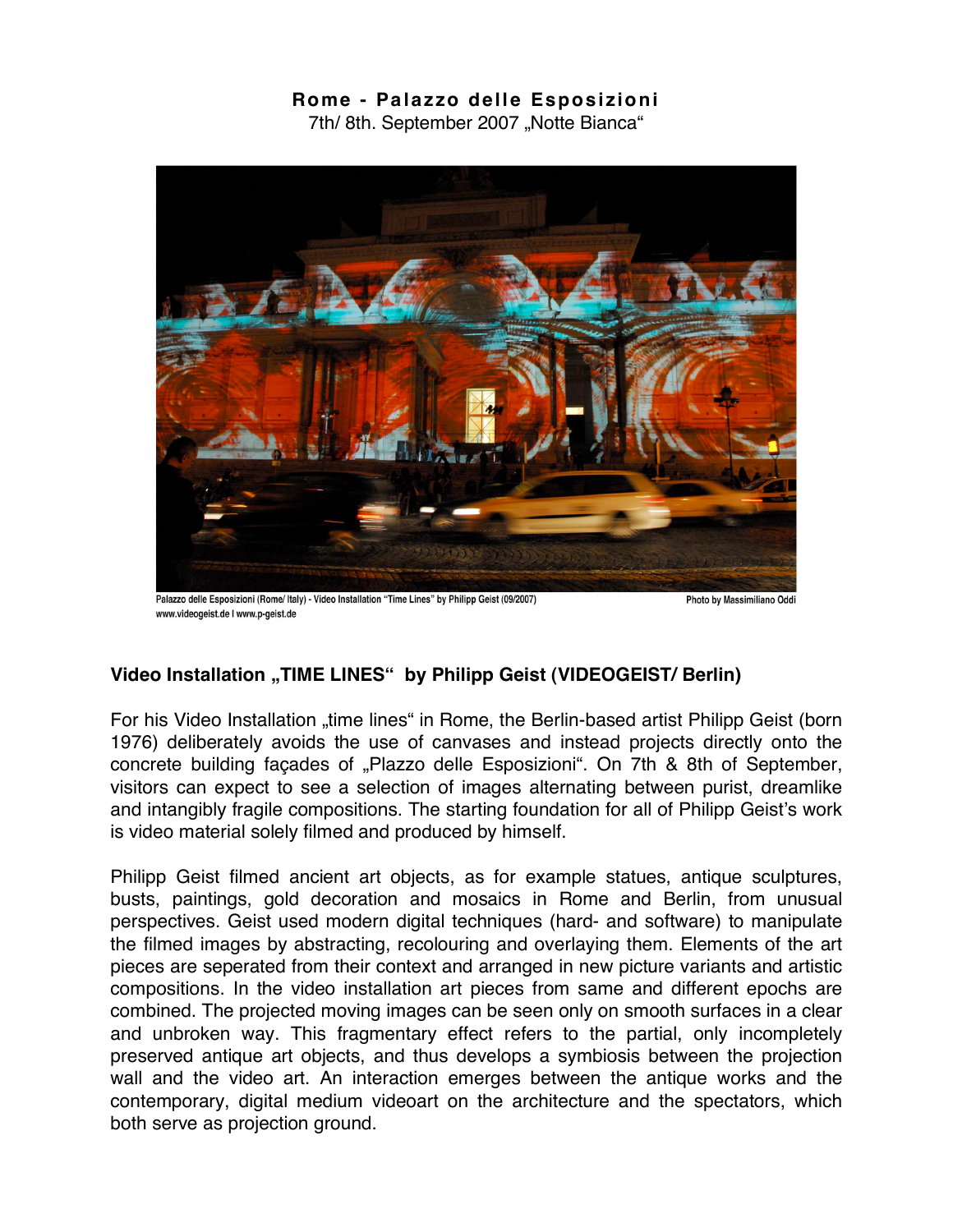**Rome - Palazzo delle Esposizioni**

7th/ 8th. September 2007 „Notte Bianca“

Palazzo delle Esposizioni (Rome/ Italy) - Video Installation "Time Lines" by Philipp Geist (09/2007) Photo by Massimiliano Oddi
www.videogeist.de I www.p-geist.de

## Video Installation „TIME LINES“ by Philipp Geist (VIDEOGEIST/ Berlin)

For his Video Installation „time lines“ in Rome, the Berlin-based artist Philipp Geist (born 1976) deliberately avoids the use of canvases and instead projects directly onto the concrete building façades of „Plazzo delle Esposizioni“. On 7th & 8th of September, visitors can expect to see a selection of images alternating between purist, dreamlike and intangibly fragile compositions. The starting foundation for all of Philipp Geist's work is video material solely filmed and produced by himself.

Philipp Geist filmed ancient art objects, as for example statues, antique sculptures, busts, paintings, gold decoration and mosaics in Rome and Berlin, from unusual perspectives. Geist used modern digital techniques (hard- and software) to manipulate the filmed images by abstracting, recolouring and overlaying them. Elements of the art pieces are seperated from their context and arranged in new picture variants and artistic compositions. In the video installation art pieces from same and different epochs are combined. The projected moving images can be seen only on smooth surfaces in a clear and unbroken way. This fragmentary effect refers to the partial, only incompletely preserved antique art objects, and thus develops a symbiosis between the projection wall and the video art. An interaction emerges between the antique works and the contemporary, digital medium videoart on the architecture and the spectators, which both serve as projection ground.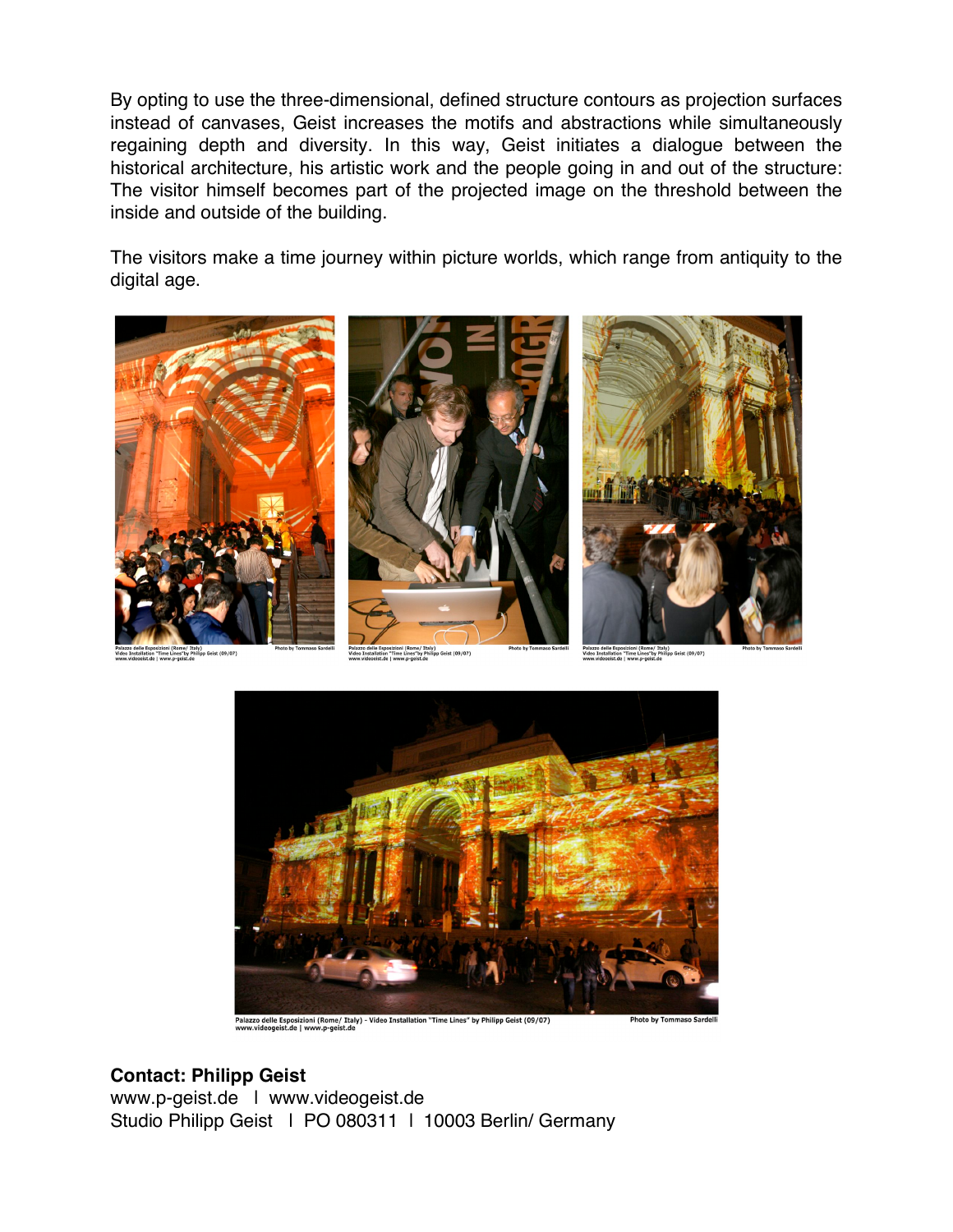By opting to use the three-dimensional, defined structure contours as projection surfaces instead of canvases, Geist increases the motifs and abstractions while simultaneously regaining depth and diversity. In this way, Geist initiates a dialogue between the historical architecture, his artistic work and the people going in and out of the structure: The visitor himself becomes part of the projected image on the threshold between the inside and outside of the building.

The visitors make a time journey within picture worlds, which range from antiquity to the digital age.

Palazzo delle Esposizioni (Rome/ Italy)
Video Installation "Time Lines" by Philipp Geist (09/07)
www.videogeist.de | www.p-geist.de
Photo by Tommaso Sardelli

Palazzo delle Esposizioni (Rome/ Italy)
Video Installation "Time Lines" by Philipp Geist (09/07)
www.videogeist.de | www.p-geist.de
Photo by Tommaso Sardelli

Palazzo delle Esposizioni (Rome/ Italy)
Video Installation "Time Lines" by Philipp Geist (09/07)
www.videogeist.de | www.p-geist.de
Photo by Tommaso Sardelli

Palazzo delle Esposizioni (Rome/ Italy) - Video Installation "Time Lines" by Philipp Geist (09/07)
www.videogeist.de | www.p-geist.de
Photo by Tommaso Sardelli

**Contact: Philipp Geist**
www.p-geist.de I www.videogeist.de
Studio Philipp Geist I PO 080311 I 10003 Berlin/ Germany